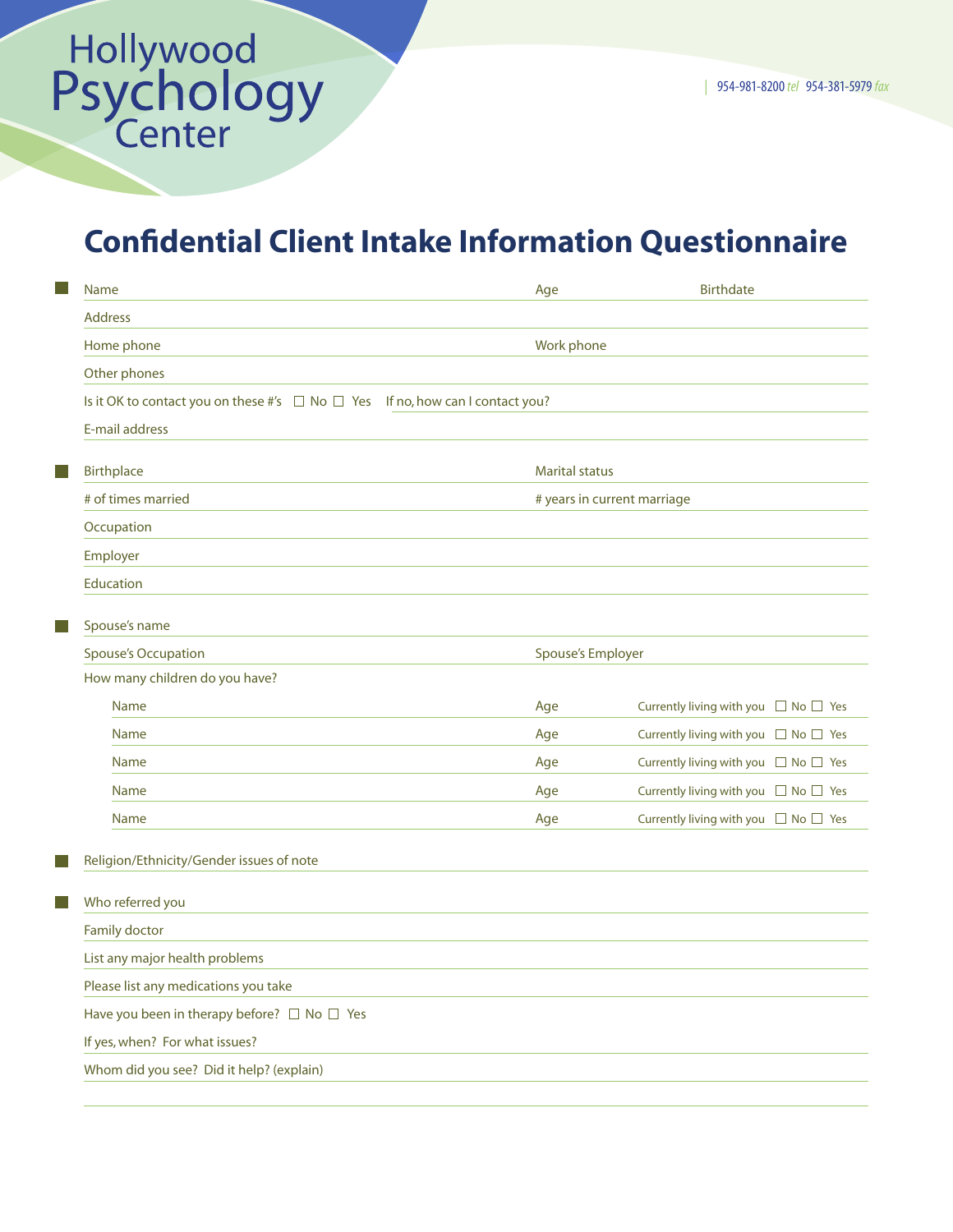Hollywood Psychology Center

954-981-8200 *tel* 954-381-5979 *fax*

# Confidential Client Intake Information Questionnaire

Name ______ Age ______ Birthdate ______

Address ______

Home phone ______ Work phone ______

Other phones ______

Is it OK to contact you on these #'s ☐ No ☐ Yes If no, how can I contact you? ______

E-mail address ______

Birthplace ______ Marital status ______

# of times married ______ # years in current marriage ______

Occupation ______

Employer ______

Education ______

Spouse's name ______

Spouse's Occupation ______ Spouse's Employer ______

How many children do you have?

| Name | Age | Currently living with you |
|---|---|---|
| Name | Age | Currently living with you ☐ No ☐ Yes |
| Name | Age | Currently living with you ☐ No ☐ Yes |
| Name | Age | Currently living with you ☐ No ☐ Yes |
| Name | Age | Currently living with you ☐ No ☐ Yes |
| Name | Age | Currently living with you ☐ No ☐ Yes |

Religion/Ethnicity/Gender issues of note ______

Who referred you ______

Family doctor ______

List any major health problems ______

Please list any medications you take ______

Have you been in therapy before? ☐ No ☐ Yes

If yes, when? For what issues? ______

Whom did you see? Did it help? (explain) ______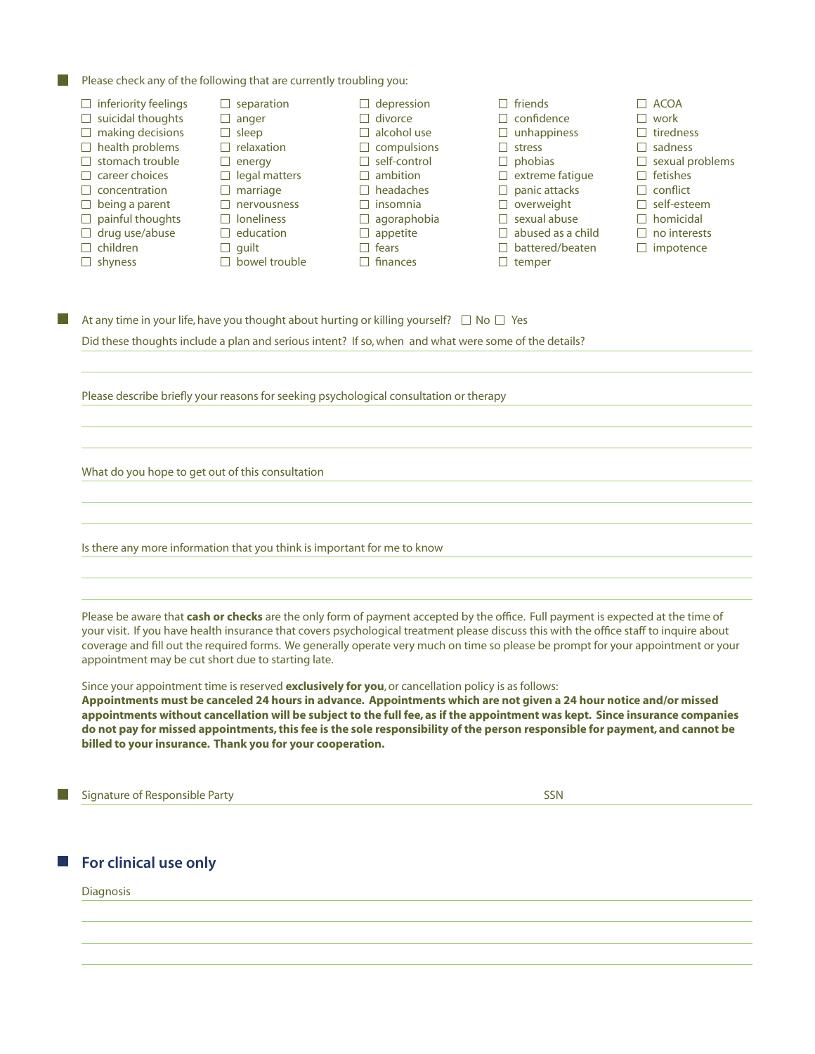Please check any of the following that are currently troubling you:

| | | | | |
|---|---|---|---|---|
| ☐ inferiority feelings | ☐ separation | ☐ depression | ☐ friends | ☐ ACOA |
| ☐ suicidal thoughts | ☐ anger | ☐ divorce | ☐ confidence | ☐ work |
| ☐ making decisions | ☐ sleep | ☐ alcohol use | ☐ unhappiness | ☐ tiredness |
| ☐ health problems | ☐ relaxation | ☐ compulsions | ☐ stress | ☐ sadness |
| ☐ stomach trouble | ☐ energy | ☐ self-control | ☐ phobias | ☐ sexual problems |
| ☐ career choices | ☐ legal matters | ☐ ambition | ☐ extreme fatigue | ☐ fetishes |
| ☐ concentration | ☐ marriage | ☐ headaches | ☐ panic attacks | ☐ conflict |
| ☐ being a parent | ☐ nervousness | ☐ insomnia | ☐ overweight | ☐ self-esteem |
| ☐ painful thoughts | ☐ loneliness | ☐ agoraphobia | ☐ sexual abuse | ☐ homicidal |
| ☐ drug use/abuse | ☐ education | ☐ appetite | ☐ abused as a child | ☐ no interests |
| ☐ children | ☐ guilt | ☐ fears | ☐ battered/beaten | ☐ impotence |
| ☐ shyness | ☐ bowel trouble | ☐ finances | ☐ temper | |

At any time in your life, have you thought about hurting or killing yourself? ☐ No ☐ Yes

Did these thoughts include a plan and serious intent? If so, when and what were some of the details?

_______________________________________________

Please describe briefly your reasons for seeking psychological consultation or therapy

_______________________________________________

_______________________________________________

What do you hope to get out of this consultation

_______________________________________________

_______________________________________________

Is there any more information that you think is important for me to know

_______________________________________________

Please be aware that **cash or checks** are the only form of payment accepted by the office. Full payment is expected at the time of your visit. If you have health insurance that covers psychological treatment please discuss this with the office staff to inquire about coverage and fill out the required forms. We generally operate very much on time so please be prompt for your appointment or your appointment may be cut short due to starting late.

Since your appointment time is reserved **exclusively for you**, or cancellation policy is as follows:
**Appointments must be canceled 24 hours in advance. Appointments which are not given a 24 hour notice and/or missed appointments without cancellation will be subject to the full fee, as if the appointment was kept. Since insurance companies do not pay for missed appointments, this fee is the sole responsibility of the person responsible for payment, and cannot be billed to your insurance. Thank you for your cooperation.**

Signature of Responsible Party ______________________ SSN ______________________

## For clinical use only

Diagnosis

_______________________________________________

_______________________________________________

_______________________________________________